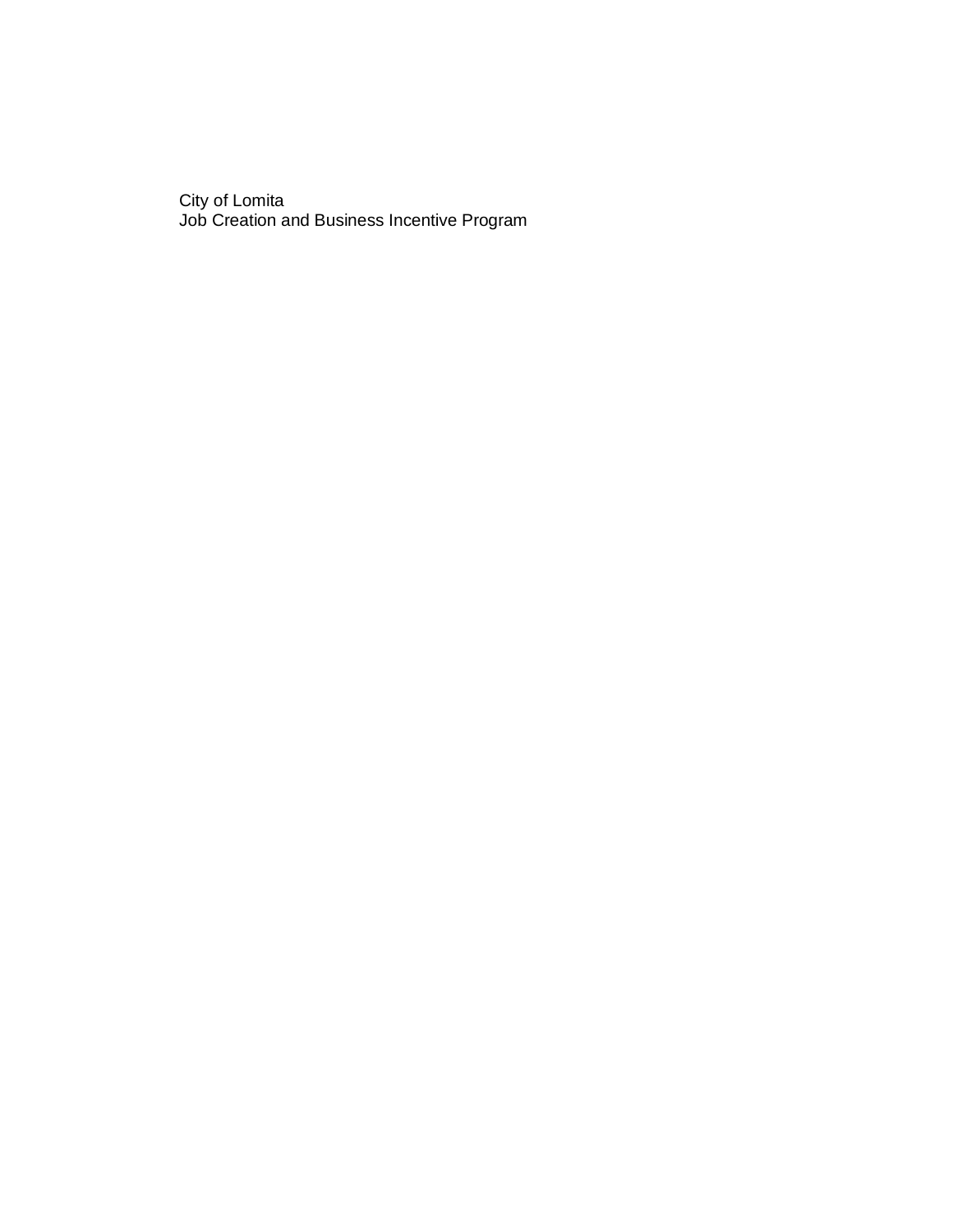City of Lomita
Job Creation and Business Incentive Program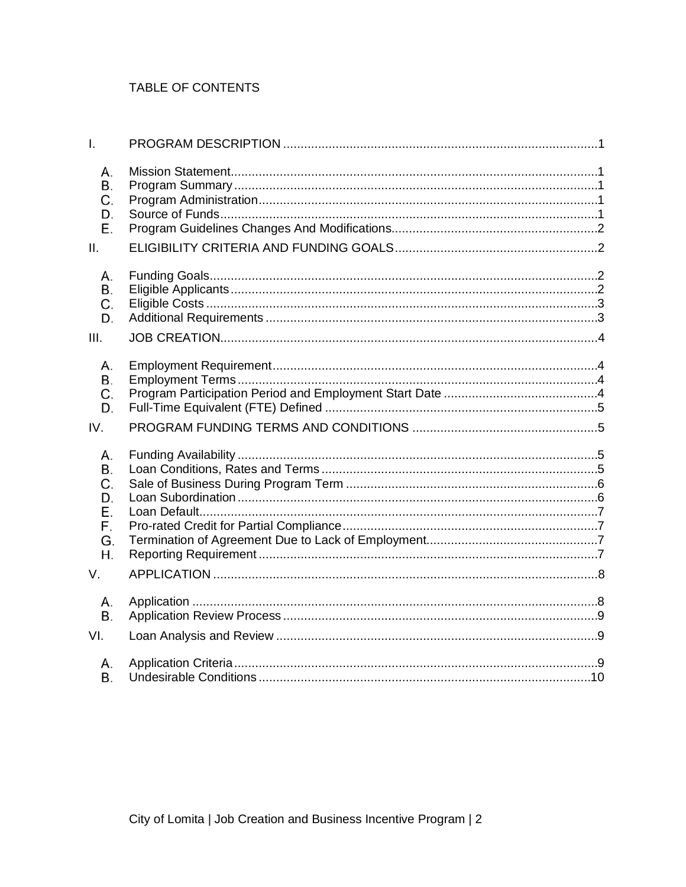# TABLE OF CONTENTS

I. PROGRAM DESCRIPTION ........ 1

- A. Mission Statement ........ 1
- B. Program Summary ........ 1
- C. Program Administration ........ 1
- D. Source of Funds ........ 1
- E. Program Guidelines Changes And Modifications ........ 2

II. ELIGIBILITY CRITERIA AND FUNDING GOALS ........ 2

- A. Funding Goals ........ 2
- B. Eligible Applicants ........ 2
- C. Eligible Costs ........ 3
- D. Additional Requirements ........ 3

III. JOB CREATION ........ 4

- A. Employment Requirement ........ 4
- B. Employment Terms ........ 4
- C. Program Participation Period and Employment Start Date ........ 4
- D. Full-Time Equivalent (FTE) Defined ........ 5

IV. PROGRAM FUNDING TERMS AND CONDITIONS ........ 5

- A. Funding Availability ........ 5
- B. Loan Conditions, Rates and Terms ........ 5
- C. Sale of Business During Program Term ........ 6
- D. Loan Subordination ........ 6
- E. Loan Default ........ 7
- F. Pro-rated Credit for Partial Compliance ........ 7
- G. Termination of Agreement Due to Lack of Employment ........ 7
- H. Reporting Requirement ........ 7

V. APPLICATION ........ 8

- A. Application ........ 8
- B. Application Review Process ........ 9

VI. Loan Analysis and Review ........ 9

- A. Application Criteria ........ 9
- B. Undesirable Conditions ........ 10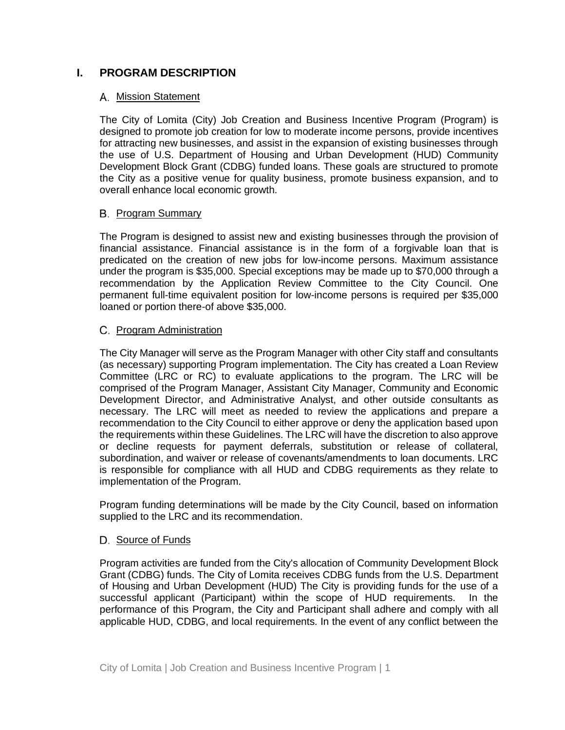# I. PROGRAM DESCRIPTION

## A. Mission Statement

The City of Lomita (City) Job Creation and Business Incentive Program (Program) is designed to promote job creation for low to moderate income persons, provide incentives for attracting new businesses, and assist in the expansion of existing businesses through the use of U.S. Department of Housing and Urban Development (HUD) Community Development Block Grant (CDBG) funded loans. These goals are structured to promote the City as a positive venue for quality business, promote business expansion, and to overall enhance local economic growth.

## B. Program Summary

The Program is designed to assist new and existing businesses through the provision of financial assistance. Financial assistance is in the form of a forgivable loan that is predicated on the creation of new jobs for low-income persons. Maximum assistance under the program is $35,000. Special exceptions may be made up to $70,000 through a recommendation by the Application Review Committee to the City Council. One permanent full-time equivalent position for low-income persons is required per $35,000 loaned or portion there-of above $35,000.

## C. Program Administration

The City Manager will serve as the Program Manager with other City staff and consultants (as necessary) supporting Program implementation. The City has created a Loan Review Committee (LRC or RC) to evaluate applications to the program. The LRC will be comprised of the Program Manager, Assistant City Manager, Community and Economic Development Director, and Administrative Analyst, and other outside consultants as necessary. The LRC will meet as needed to review the applications and prepare a recommendation to the City Council to either approve or deny the application based upon the requirements within these Guidelines. The LRC will have the discretion to also approve or decline requests for payment deferrals, substitution or release of collateral, subordination, and waiver or release of covenants/amendments to loan documents. LRC is responsible for compliance with all HUD and CDBG requirements as they relate to implementation of the Program.

Program funding determinations will be made by the City Council, based on information supplied to the LRC and its recommendation.

## D. Source of Funds

Program activities are funded from the City's allocation of Community Development Block Grant (CDBG) funds. The City of Lomita receives CDBG funds from the U.S. Department of Housing and Urban Development (HUD) The City is providing funds for the use of a successful applicant (Participant) within the scope of HUD requirements. In the performance of this Program, the City and Participant shall adhere and comply with all applicable HUD, CDBG, and local requirements. In the event of any conflict between the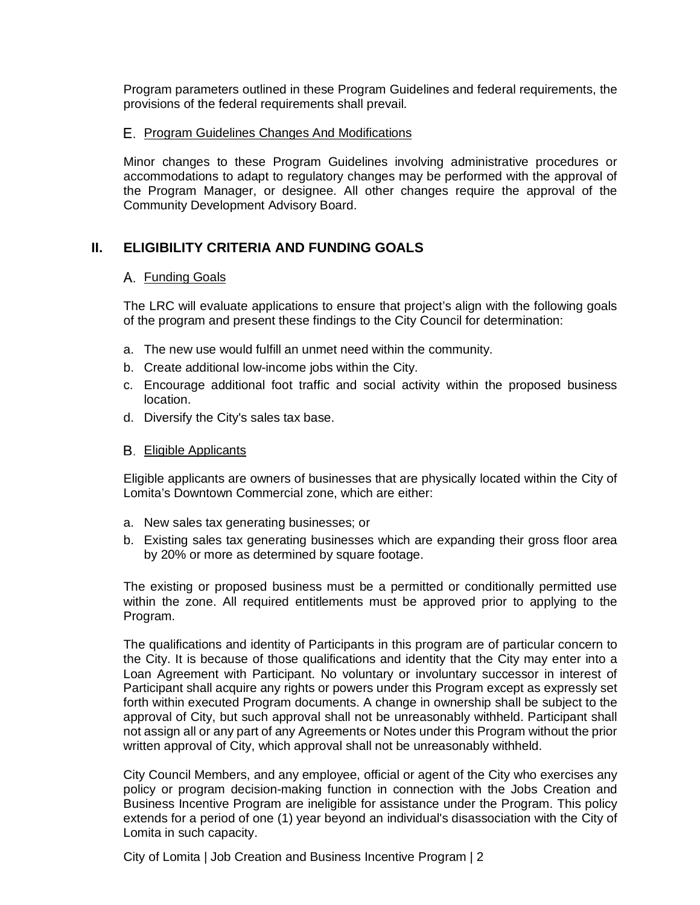Program parameters outlined in these Program Guidelines and federal requirements, the provisions of the federal requirements shall prevail.

### E. Program Guidelines Changes And Modifications

Minor changes to these Program Guidelines involving administrative procedures or accommodations to adapt to regulatory changes may be performed with the approval of the Program Manager, or designee. All other changes require the approval of the Community Development Advisory Board.

## II. ELIGIBILITY CRITERIA AND FUNDING GOALS

### A. Funding Goals

The LRC will evaluate applications to ensure that project's align with the following goals of the program and present these findings to the City Council for determination:

a. The new use would fulfill an unmet need within the community.
b. Create additional low-income jobs within the City.
c. Encourage additional foot traffic and social activity within the proposed business location.
d. Diversify the City's sales tax base.

### B. Eligible Applicants

Eligible applicants are owners of businesses that are physically located within the City of Lomita's Downtown Commercial zone, which are either:

a. New sales tax generating businesses; or
b. Existing sales tax generating businesses which are expanding their gross floor area by 20% or more as determined by square footage.

The existing or proposed business must be a permitted or conditionally permitted use within the zone. All required entitlements must be approved prior to applying to the Program.

The qualifications and identity of Participants in this program are of particular concern to the City. It is because of those qualifications and identity that the City may enter into a Loan Agreement with Participant. No voluntary or involuntary successor in interest of Participant shall acquire any rights or powers under this Program except as expressly set forth within executed Program documents. A change in ownership shall be subject to the approval of City, but such approval shall not be unreasonably withheld. Participant shall not assign all or any part of any Agreements or Notes under this Program without the prior written approval of City, which approval shall not be unreasonably withheld.

City Council Members, and any employee, official or agent of the City who exercises any policy or program decision-making function in connection with the Jobs Creation and Business Incentive Program are ineligible for assistance under the Program. This policy extends for a period of one (1) year beyond an individual's disassociation with the City of Lomita in such capacity.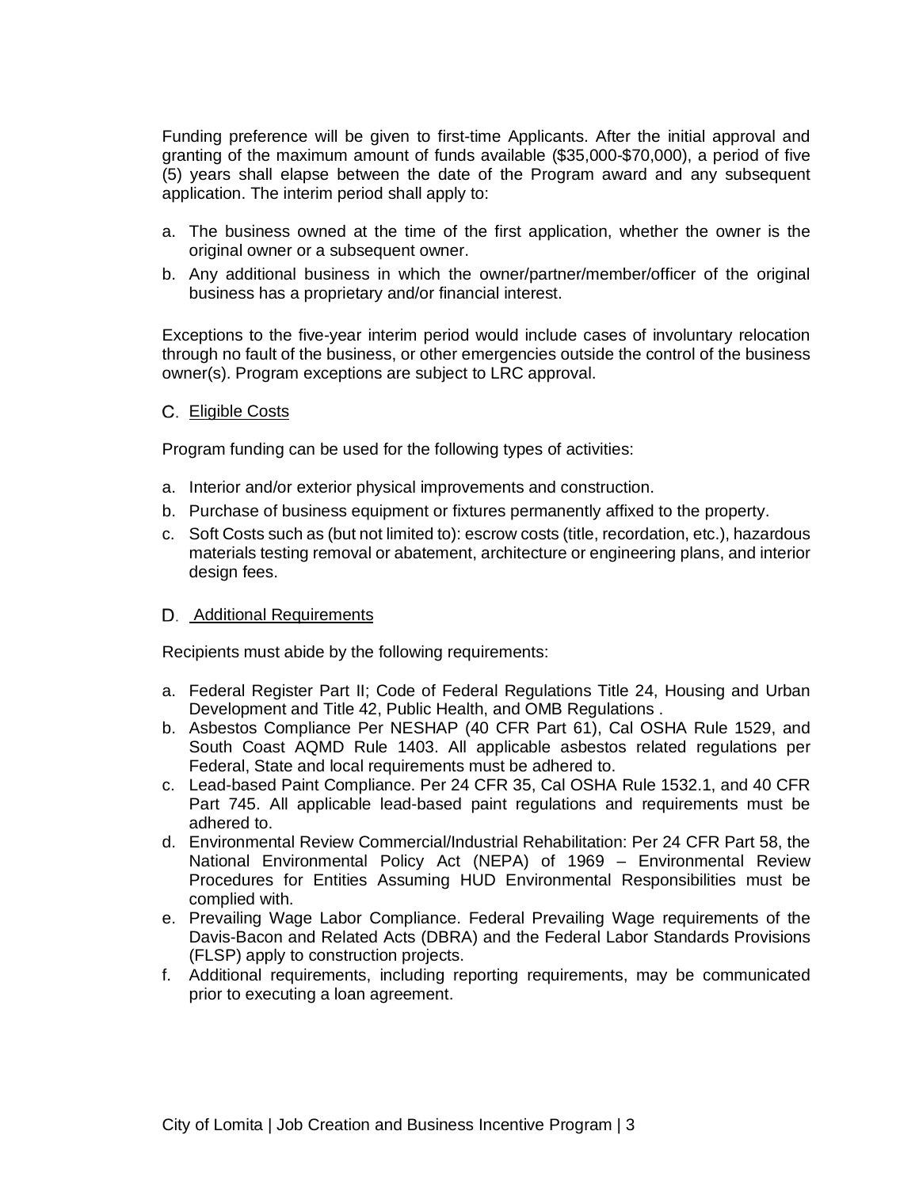Funding preference will be given to first-time Applicants. After the initial approval and granting of the maximum amount of funds available ($35,000-$70,000), a period of five (5) years shall elapse between the date of the Program award and any subsequent application. The interim period shall apply to:

a. The business owned at the time of the first application, whether the owner is the original owner or a subsequent owner.
b. Any additional business in which the owner/partner/member/officer of the original business has a proprietary and/or financial interest.

Exceptions to the five-year interim period would include cases of involuntary relocation through no fault of the business, or other emergencies outside the control of the business owner(s). Program exceptions are subject to LRC approval.

### C. Eligible Costs

Program funding can be used for the following types of activities:

a. Interior and/or exterior physical improvements and construction.
b. Purchase of business equipment or fixtures permanently affixed to the property.
c. Soft Costs such as (but not limited to): escrow costs (title, recordation, etc.), hazardous materials testing removal or abatement, architecture or engineering plans, and interior design fees.

### D. Additional Requirements

Recipients must abide by the following requirements:

a. Federal Register Part II; Code of Federal Regulations Title 24, Housing and Urban Development and Title 42, Public Health, and OMB Regulations .
b. Asbestos Compliance Per NESHAP (40 CFR Part 61), Cal OSHA Rule 1529, and South Coast AQMD Rule 1403. All applicable asbestos related regulations per Federal, State and local requirements must be adhered to.
c. Lead-based Paint Compliance. Per 24 CFR 35, Cal OSHA Rule 1532.1, and 40 CFR Part 745. All applicable lead-based paint regulations and requirements must be adhered to.
d. Environmental Review Commercial/Industrial Rehabilitation: Per 24 CFR Part 58, the National Environmental Policy Act (NEPA) of 1969 – Environmental Review Procedures for Entities Assuming HUD Environmental Responsibilities must be complied with.
e. Prevailing Wage Labor Compliance. Federal Prevailing Wage requirements of the Davis-Bacon and Related Acts (DBRA) and the Federal Labor Standards Provisions (FLSP) apply to construction projects.
f. Additional requirements, including reporting requirements, may be communicated prior to executing a loan agreement.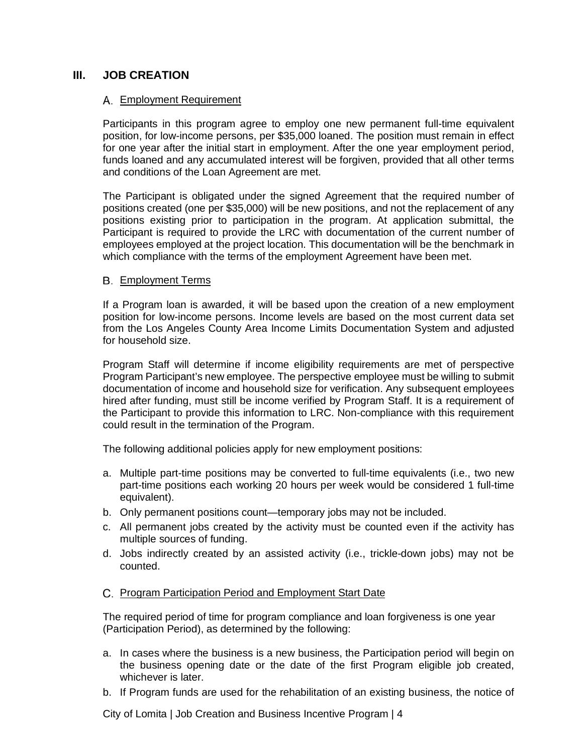## III. JOB CREATION

### A. Employment Requirement

Participants in this program agree to employ one new permanent full-time equivalent position, for low-income persons, per $35,000 loaned. The position must remain in effect for one year after the initial start in employment. After the one year employment period, funds loaned and any accumulated interest will be forgiven, provided that all other terms and conditions of the Loan Agreement are met.

The Participant is obligated under the signed Agreement that the required number of positions created (one per $35,000) will be new positions, and not the replacement of any positions existing prior to participation in the program. At application submittal, the Participant is required to provide the LRC with documentation of the current number of employees employed at the project location. This documentation will be the benchmark in which compliance with the terms of the employment Agreement have been met.

### B. Employment Terms

If a Program loan is awarded, it will be based upon the creation of a new employment position for low-income persons. Income levels are based on the most current data set from the Los Angeles County Area Income Limits Documentation System and adjusted for household size.

Program Staff will determine if income eligibility requirements are met of perspective Program Participant's new employee. The perspective employee must be willing to submit documentation of income and household size for verification. Any subsequent employees hired after funding, must still be income verified by Program Staff. It is a requirement of the Participant to provide this information to LRC. Non-compliance with this requirement could result in the termination of the Program.

The following additional policies apply for new employment positions:

a. Multiple part-time positions may be converted to full-time equivalents (i.e., two new part-time positions each working 20 hours per week would be considered 1 full-time equivalent).
b. Only permanent positions count—temporary jobs may not be included.
c. All permanent jobs created by the activity must be counted even if the activity has multiple sources of funding.
d. Jobs indirectly created by an assisted activity (i.e., trickle-down jobs) may not be counted.

### C. Program Participation Period and Employment Start Date

The required period of time for program compliance and loan forgiveness is one year (Participation Period), as determined by the following:

a. In cases where the business is a new business, the Participation period will begin on the business opening date or the date of the first Program eligible job created, whichever is later.
b. If Program funds are used for the rehabilitation of an existing business, the notice of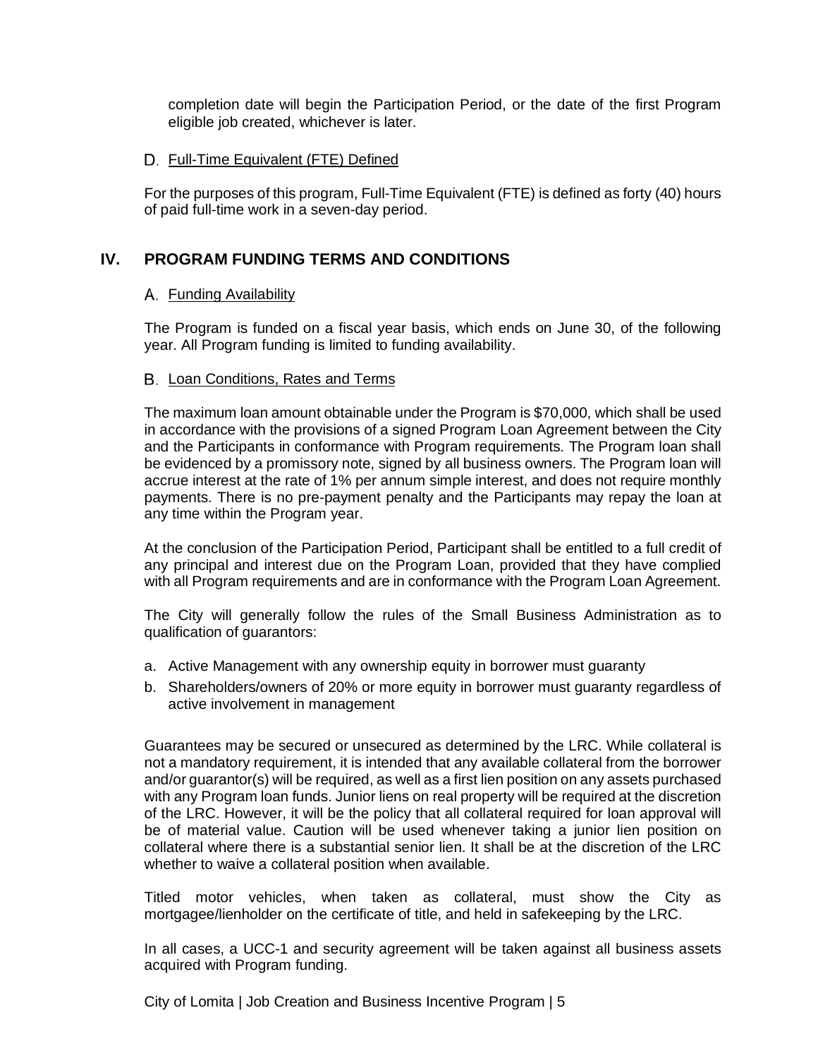completion date will begin the Participation Period, or the date of the first Program eligible job created, whichever is later.

### D. Full-Time Equivalent (FTE) Defined

For the purposes of this program, Full-Time Equivalent (FTE) is defined as forty (40) hours of paid full-time work in a seven-day period.

## IV. PROGRAM FUNDING TERMS AND CONDITIONS

### A. Funding Availability

The Program is funded on a fiscal year basis, which ends on June 30, of the following year. All Program funding is limited to funding availability.

### B. Loan Conditions, Rates and Terms

The maximum loan amount obtainable under the Program is $70,000, which shall be used in accordance with the provisions of a signed Program Loan Agreement between the City and the Participants in conformance with Program requirements. The Program loan shall be evidenced by a promissory note, signed by all business owners. The Program loan will accrue interest at the rate of 1% per annum simple interest, and does not require monthly payments. There is no pre-payment penalty and the Participants may repay the loan at any time within the Program year.

At the conclusion of the Participation Period, Participant shall be entitled to a full credit of any principal and interest due on the Program Loan, provided that they have complied with all Program requirements and are in conformance with the Program Loan Agreement.

The City will generally follow the rules of the Small Business Administration as to qualification of guarantors:

a. Active Management with any ownership equity in borrower must guaranty
b. Shareholders/owners of 20% or more equity in borrower must guaranty regardless of active involvement in management

Guarantees may be secured or unsecured as determined by the LRC. While collateral is not a mandatory requirement, it is intended that any available collateral from the borrower and/or guarantor(s) will be required, as well as a first lien position on any assets purchased with any Program loan funds. Junior liens on real property will be required at the discretion of the LRC. However, it will be the policy that all collateral required for loan approval will be of material value. Caution will be used whenever taking a junior lien position on collateral where there is a substantial senior lien. It shall be at the discretion of the LRC whether to waive a collateral position when available.

Titled motor vehicles, when taken as collateral, must show the City as mortgagee/lienholder on the certificate of title, and held in safekeeping by the LRC.

In all cases, a UCC-1 and security agreement will be taken against all business assets acquired with Program funding.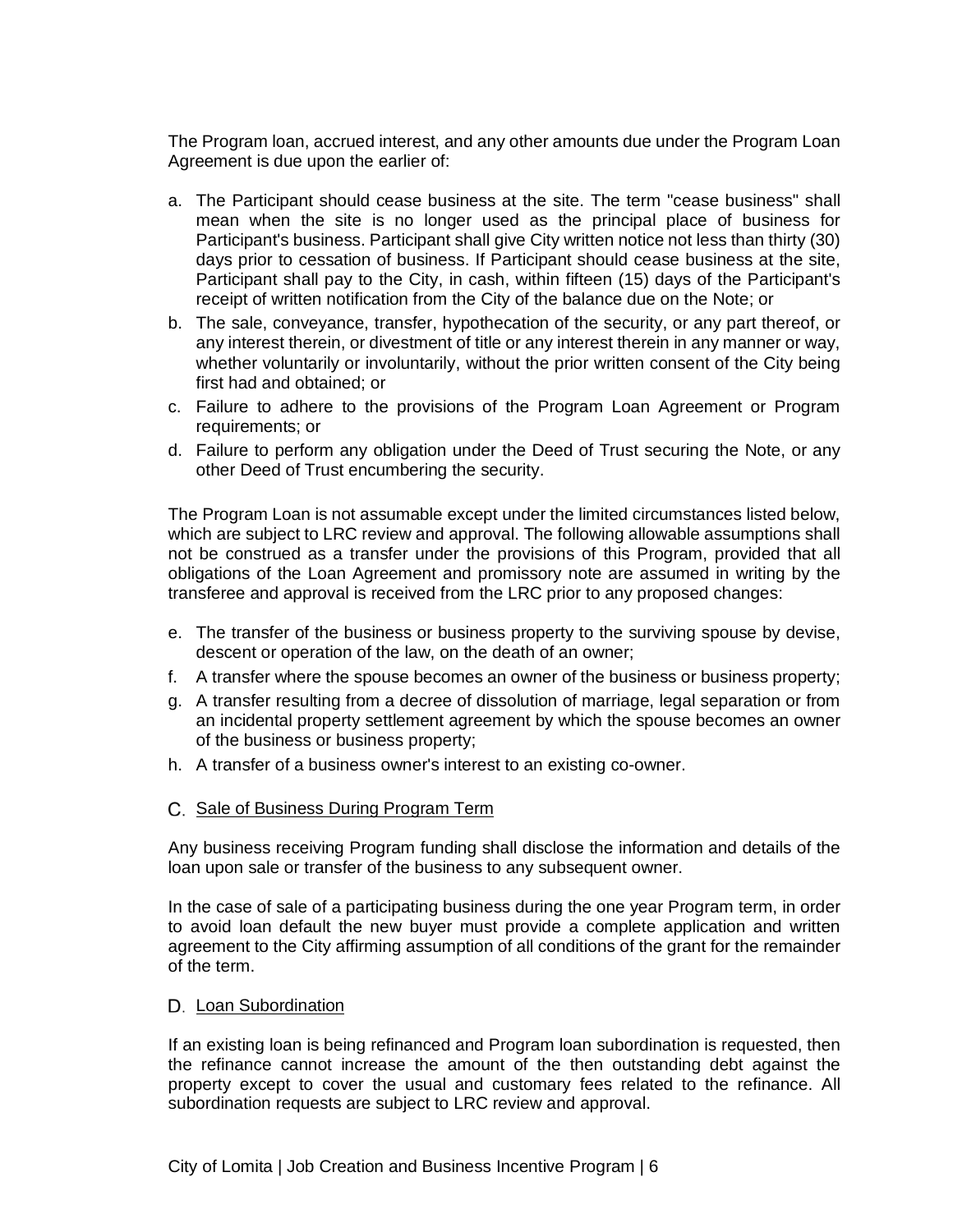The Program loan, accrued interest, and any other amounts due under the Program Loan Agreement is due upon the earlier of:

a. The Participant should cease business at the site. The term "cease business" shall mean when the site is no longer used as the principal place of business for Participant's business. Participant shall give City written notice not less than thirty (30) days prior to cessation of business. If Participant should cease business at the site, Participant shall pay to the City, in cash, within fifteen (15) days of the Participant's receipt of written notification from the City of the balance due on the Note; or
b. The sale, conveyance, transfer, hypothecation of the security, or any part thereof, or any interest therein, or divestment of title or any interest therein in any manner or way, whether voluntarily or involuntarily, without the prior written consent of the City being first had and obtained; or
c. Failure to adhere to the provisions of the Program Loan Agreement or Program requirements; or
d. Failure to perform any obligation under the Deed of Trust securing the Note, or any other Deed of Trust encumbering the security.

The Program Loan is not assumable except under the limited circumstances listed below, which are subject to LRC review and approval. The following allowable assumptions shall not be construed as a transfer under the provisions of this Program, provided that all obligations of the Loan Agreement and promissory note are assumed in writing by the transferee and approval is received from the LRC prior to any proposed changes:

e. The transfer of the business or business property to the surviving spouse by devise, descent or operation of the law, on the death of an owner;
f. A transfer where the spouse becomes an owner of the business or business property;
g. A transfer resulting from a decree of dissolution of marriage, legal separation or from an incidental property settlement agreement by which the spouse becomes an owner of the business or business property;
h. A transfer of a business owner's interest to an existing co-owner.

### C. Sale of Business During Program Term

Any business receiving Program funding shall disclose the information and details of the loan upon sale or transfer of the business to any subsequent owner.

In the case of sale of a participating business during the one year Program term, in order to avoid loan default the new buyer must provide a complete application and written agreement to the City affirming assumption of all conditions of the grant for the remainder of the term.

### D. Loan Subordination

If an existing loan is being refinanced and Program loan subordination is requested, then the refinance cannot increase the amount of the then outstanding debt against the property except to cover the usual and customary fees related to the refinance. All subordination requests are subject to LRC review and approval.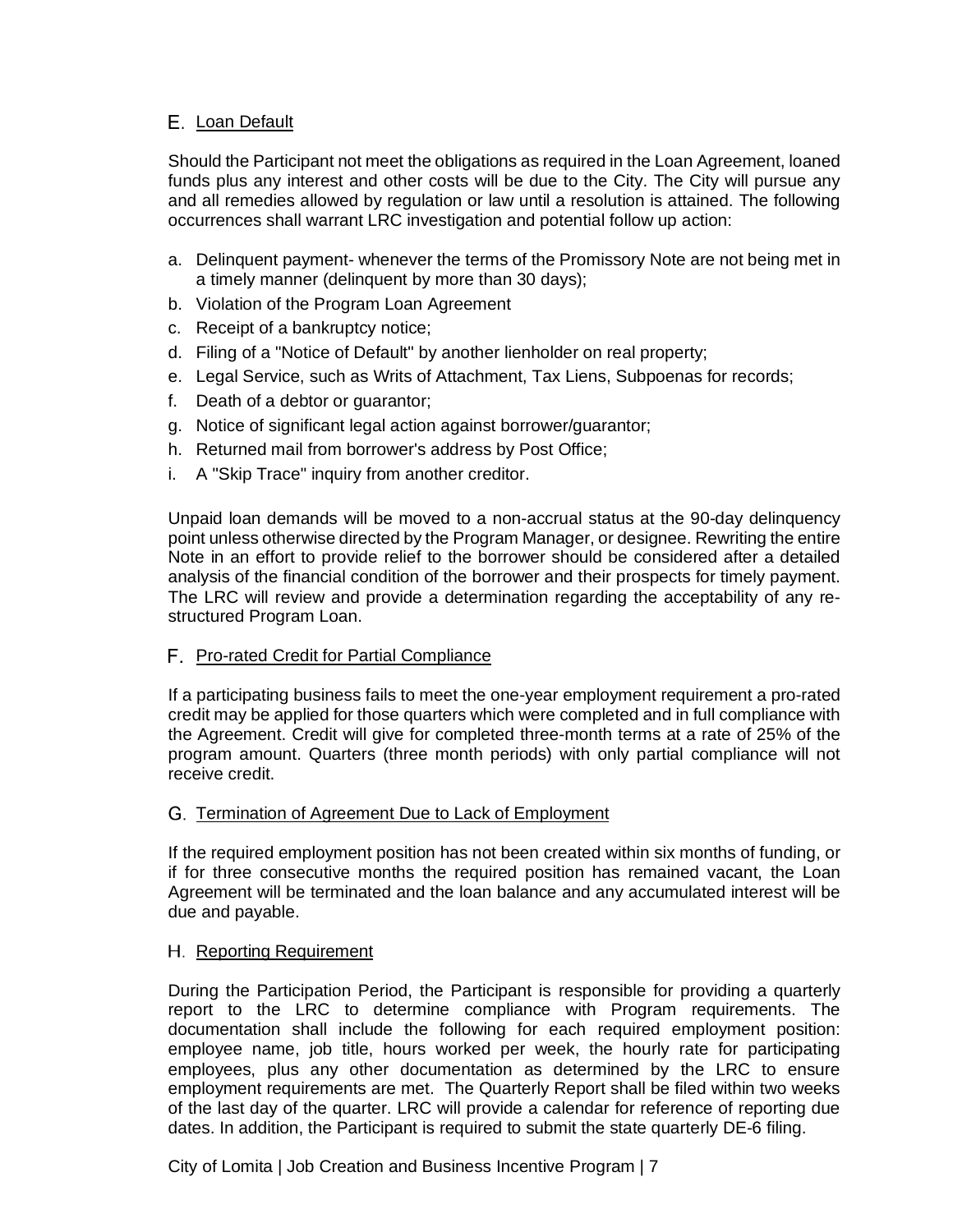### E. Loan Default

Should the Participant not meet the obligations as required in the Loan Agreement, loaned funds plus any interest and other costs will be due to the City. The City will pursue any and all remedies allowed by regulation or law until a resolution is attained. The following occurrences shall warrant LRC investigation and potential follow up action:

a. Delinquent payment- whenever the terms of the Promissory Note are not being met in a timely manner (delinquent by more than 30 days);
b. Violation of the Program Loan Agreement
c. Receipt of a bankruptcy notice;
d. Filing of a "Notice of Default" by another lienholder on real property;
e. Legal Service, such as Writs of Attachment, Tax Liens, Subpoenas for records;
f. Death of a debtor or guarantor;
g. Notice of significant legal action against borrower/guarantor;
h. Returned mail from borrower's address by Post Office;
i. A "Skip Trace" inquiry from another creditor.

Unpaid loan demands will be moved to a non-accrual status at the 90-day delinquency point unless otherwise directed by the Program Manager, or designee. Rewriting the entire Note in an effort to provide relief to the borrower should be considered after a detailed analysis of the financial condition of the borrower and their prospects for timely payment. The LRC will review and provide a determination regarding the acceptability of any re-structured Program Loan.

### F. Pro-rated Credit for Partial Compliance

If a participating business fails to meet the one-year employment requirement a pro-rated credit may be applied for those quarters which were completed and in full compliance with the Agreement. Credit will give for completed three-month terms at a rate of 25% of the program amount. Quarters (three month periods) with only partial compliance will not receive credit.

### G. Termination of Agreement Due to Lack of Employment

If the required employment position has not been created within six months of funding, or if for three consecutive months the required position has remained vacant, the Loan Agreement will be terminated and the loan balance and any accumulated interest will be due and payable.

### H. Reporting Requirement

During the Participation Period, the Participant is responsible for providing a quarterly report to the LRC to determine compliance with Program requirements. The documentation shall include the following for each required employment position: employee name, job title, hours worked per week, the hourly rate for participating employees, plus any other documentation as determined by the LRC to ensure employment requirements are met. The Quarterly Report shall be filed within two weeks of the last day of the quarter. LRC will provide a calendar for reference of reporting due dates. In addition, the Participant is required to submit the state quarterly DE-6 filing.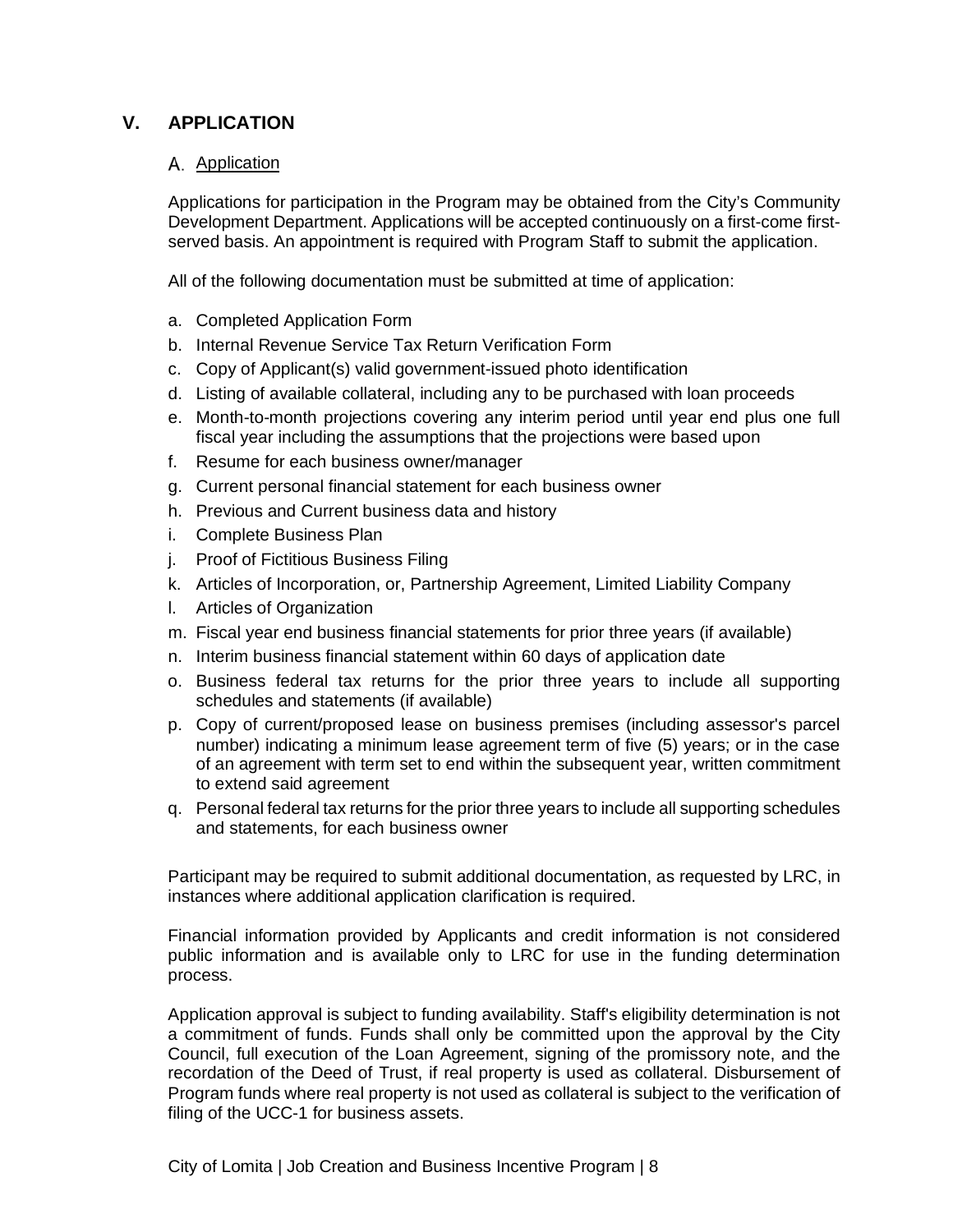## V. APPLICATION

### A. Application

Applications for participation in the Program may be obtained from the City's Community Development Department. Applications will be accepted continuously on a first-come first-served basis. An appointment is required with Program Staff to submit the application.

All of the following documentation must be submitted at time of application:

a. Completed Application Form
b. Internal Revenue Service Tax Return Verification Form
c. Copy of Applicant(s) valid government-issued photo identification
d. Listing of available collateral, including any to be purchased with loan proceeds
e. Month-to-month projections covering any interim period until year end plus one full fiscal year including the assumptions that the projections were based upon
f. Resume for each business owner/manager
g. Current personal financial statement for each business owner
h. Previous and Current business data and history
i. Complete Business Plan
j. Proof of Fictitious Business Filing
k. Articles of Incorporation, or, Partnership Agreement, Limited Liability Company
l. Articles of Organization
m. Fiscal year end business financial statements for prior three years (if available)
n. Interim business financial statement within 60 days of application date
o. Business federal tax returns for the prior three years to include all supporting schedules and statements (if available)
p. Copy of current/proposed lease on business premises (including assessor's parcel number) indicating a minimum lease agreement term of five (5) years; or in the case of an agreement with term set to end within the subsequent year, written commitment to extend said agreement
q. Personal federal tax returns for the prior three years to include all supporting schedules and statements, for each business owner

Participant may be required to submit additional documentation, as requested by LRC, in instances where additional application clarification is required.

Financial information provided by Applicants and credit information is not considered public information and is available only to LRC for use in the funding determination process.

Application approval is subject to funding availability. Staff's eligibility determination is not a commitment of funds. Funds shall only be committed upon the approval by the City Council, full execution of the Loan Agreement, signing of the promissory note, and the recordation of the Deed of Trust, if real property is used as collateral. Disbursement of Program funds where real property is not used as collateral is subject to the verification of filing of the UCC-1 for business assets.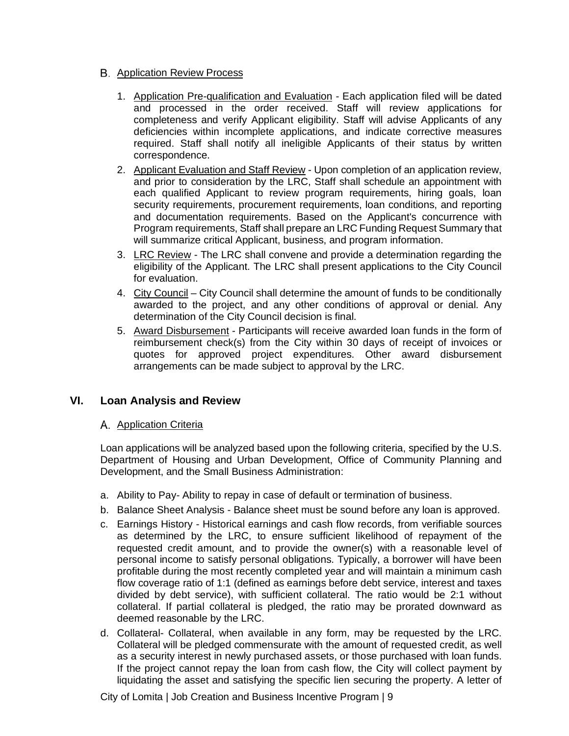B. Application Review Process

1. Application Pre-qualification and Evaluation - Each application filed will be dated and processed in the order received. Staff will review applications for completeness and verify Applicant eligibility. Staff will advise Applicants of any deficiencies within incomplete applications, and indicate corrective measures required. Staff shall notify all ineligible Applicants of their status by written correspondence.
2. Applicant Evaluation and Staff Review - Upon completion of an application review, and prior to consideration by the LRC, Staff shall schedule an appointment with each qualified Applicant to review program requirements, hiring goals, loan security requirements, procurement requirements, loan conditions, and reporting and documentation requirements. Based on the Applicant's concurrence with Program requirements, Staff shall prepare an LRC Funding Request Summary that will summarize critical Applicant, business, and program information.
3. LRC Review - The LRC shall convene and provide a determination regarding the eligibility of the Applicant. The LRC shall present applications to the City Council for evaluation.
4. City Council – City Council shall determine the amount of funds to be conditionally awarded to the project, and any other conditions of approval or denial. Any determination of the City Council decision is final.
5. Award Disbursement - Participants will receive awarded loan funds in the form of reimbursement check(s) from the City within 30 days of receipt of invoices or quotes for approved project expenditures. Other award disbursement arrangements can be made subject to approval by the LRC.

## VI. Loan Analysis and Review

A. Application Criteria

Loan applications will be analyzed based upon the following criteria, specified by the U.S. Department of Housing and Urban Development, Office of Community Planning and Development, and the Small Business Administration:

a. Ability to Pay- Ability to repay in case of default or termination of business.

b. Balance Sheet Analysis - Balance sheet must be sound before any loan is approved.

c. Earnings History - Historical earnings and cash flow records, from verifiable sources as determined by the LRC, to ensure sufficient likelihood of repayment of the requested credit amount, and to provide the owner(s) with a reasonable level of personal income to satisfy personal obligations. Typically, a borrower will have been profitable during the most recently completed year and will maintain a minimum cash flow coverage ratio of 1:1 (defined as earnings before debt service, interest and taxes divided by debt service), with sufficient collateral. The ratio would be 2:1 without collateral. If partial collateral is pledged, the ratio may be prorated downward as deemed reasonable by the LRC.

d. Collateral- Collateral, when available in any form, may be requested by the LRC. Collateral will be pledged commensurate with the amount of requested credit, as well as a security interest in newly purchased assets, or those purchased with loan funds. If the project cannot repay the loan from cash flow, the City will collect payment by liquidating the asset and satisfying the specific lien securing the property. A letter of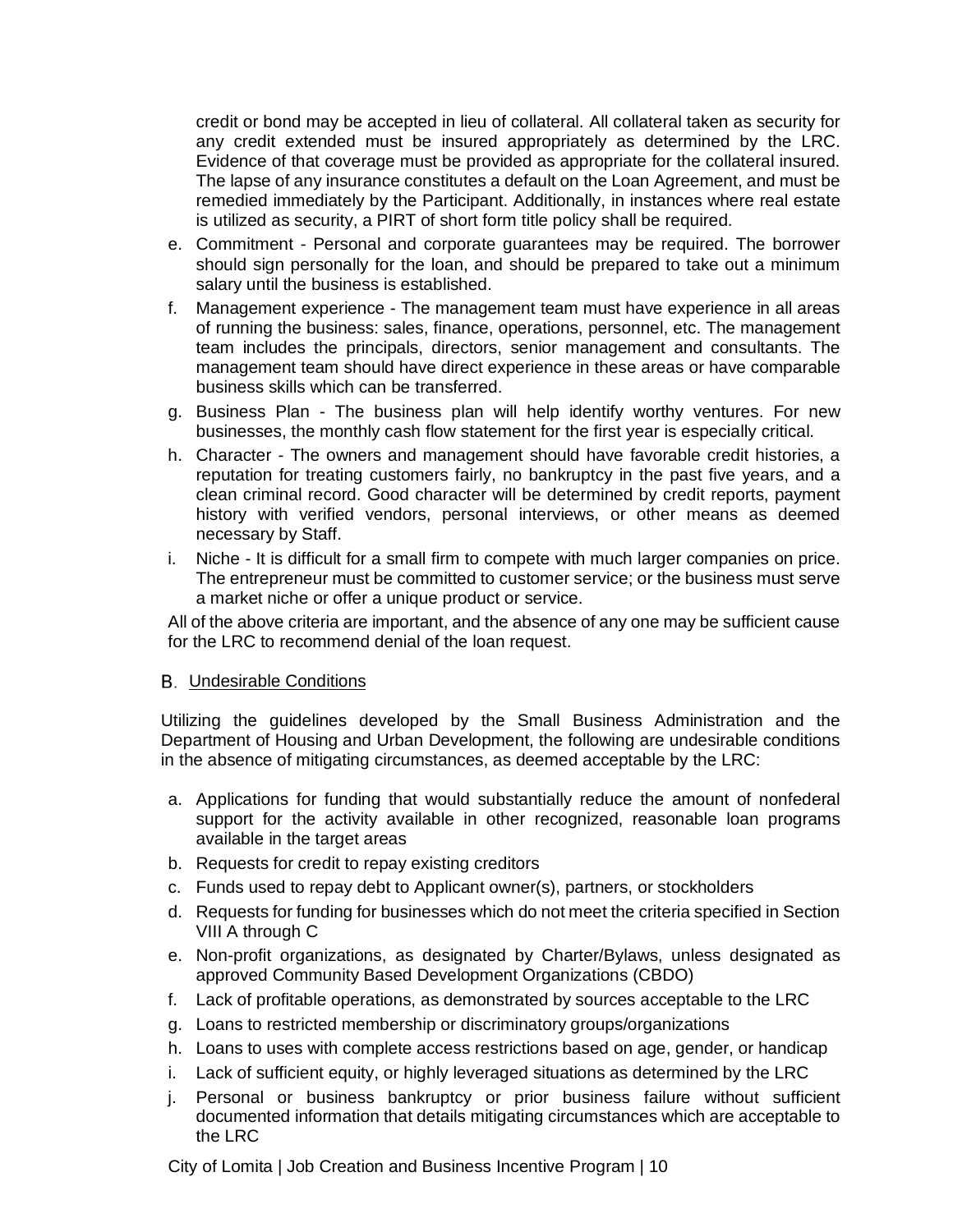credit or bond may be accepted in lieu of collateral. All collateral taken as security for any credit extended must be insured appropriately as determined by the LRC. Evidence of that coverage must be provided as appropriate for the collateral insured. The lapse of any insurance constitutes a default on the Loan Agreement, and must be remedied immediately by the Participant. Additionally, in instances where real estate is utilized as security, a PIRT of short form title policy shall be required.

e. Commitment - Personal and corporate guarantees may be required. The borrower should sign personally for the loan, and should be prepared to take out a minimum salary until the business is established.
f. Management experience - The management team must have experience in all areas of running the business: sales, finance, operations, personnel, etc. The management team includes the principals, directors, senior management and consultants. The management team should have direct experience in these areas or have comparable business skills which can be transferred.
g. Business Plan - The business plan will help identify worthy ventures. For new businesses, the monthly cash flow statement for the first year is especially critical.
h. Character - The owners and management should have favorable credit histories, a reputation for treating customers fairly, no bankruptcy in the past five years, and a clean criminal record. Good character will be determined by credit reports, payment history with verified vendors, personal interviews, or other means as deemed necessary by Staff.
i. Niche - It is difficult for a small firm to compete with much larger companies on price. The entrepreneur must be committed to customer service; or the business must serve a market niche or offer a unique product or service.

All of the above criteria are important, and the absence of any one may be sufficient cause for the LRC to recommend denial of the loan request.

## B. Undesirable Conditions

Utilizing the guidelines developed by the Small Business Administration and the Department of Housing and Urban Development, the following are undesirable conditions in the absence of mitigating circumstances, as deemed acceptable by the LRC:

a. Applications for funding that would substantially reduce the amount of nonfederal support for the activity available in other recognized, reasonable loan programs available in the target areas
b. Requests for credit to repay existing creditors
c. Funds used to repay debt to Applicant owner(s), partners, or stockholders
d. Requests for funding for businesses which do not meet the criteria specified in Section VIII A through C
e. Non-profit organizations, as designated by Charter/Bylaws, unless designated as approved Community Based Development Organizations (CBDO)
f. Lack of profitable operations, as demonstrated by sources acceptable to the LRC
g. Loans to restricted membership or discriminatory groups/organizations
h. Loans to uses with complete access restrictions based on age, gender, or handicap
i. Lack of sufficient equity, or highly leveraged situations as determined by the LRC
j. Personal or business bankruptcy or prior business failure without sufficient documented information that details mitigating circumstances which are acceptable to the LRC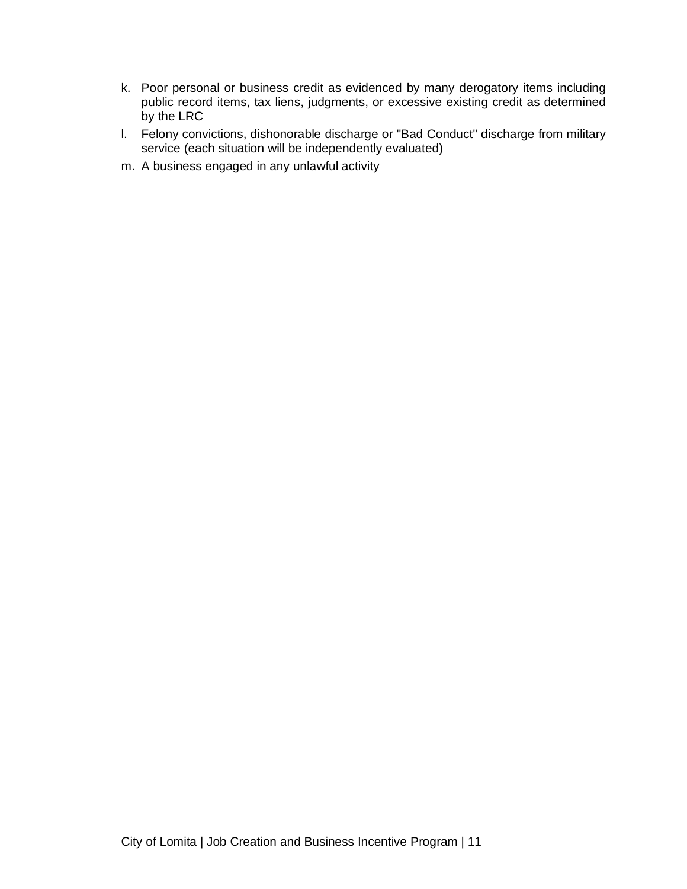k. Poor personal or business credit as evidenced by many derogatory items including public record items, tax liens, judgments, or excessive existing credit as determined by the LRC

l. Felony convictions, dishonorable discharge or "Bad Conduct" discharge from military service (each situation will be independently evaluated)

m. A business engaged in any unlawful activity